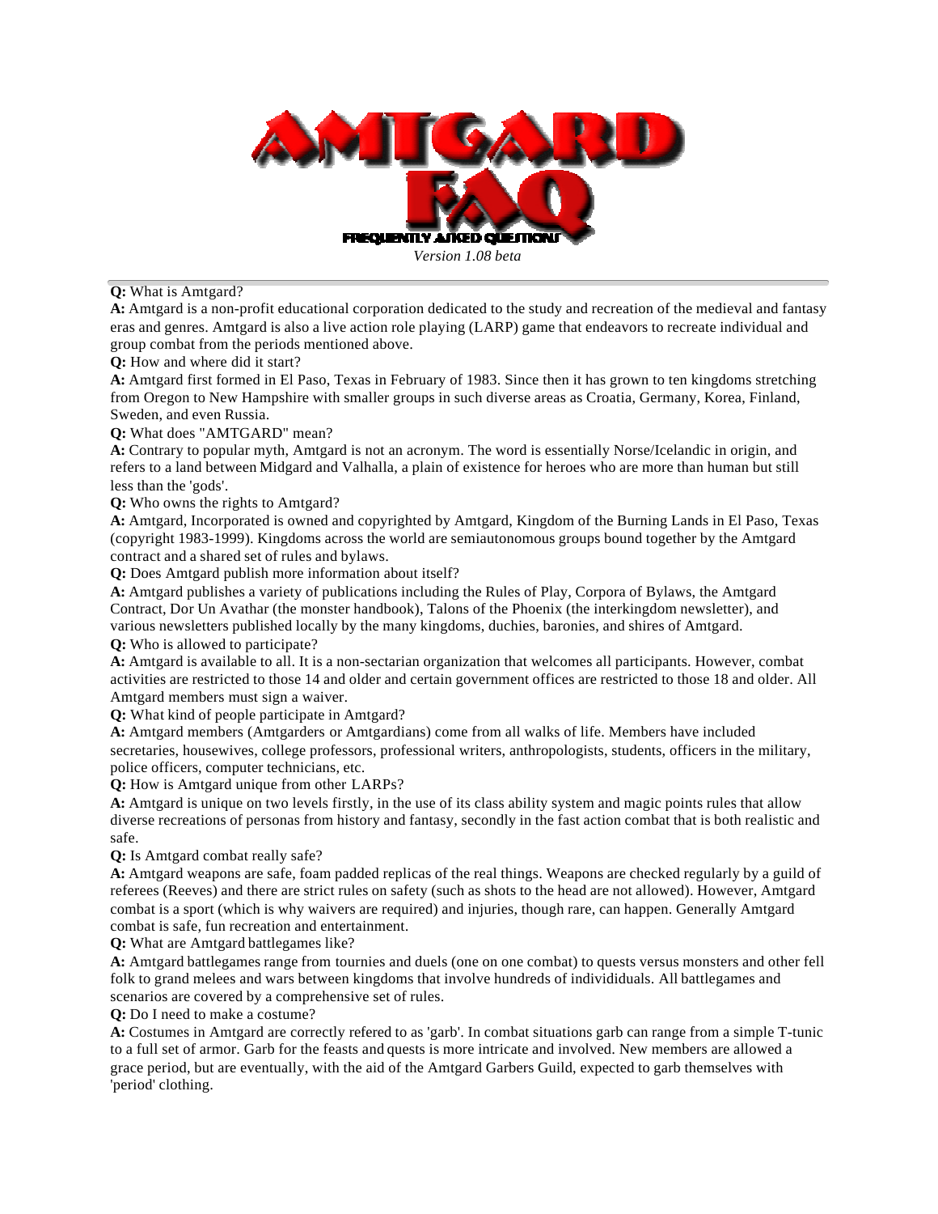# AMTGARD FAQ

FREQUENTLY ASKED QUESTIONS

*Version 1.08 beta*

---

**Q:** What is Amtgard?
**A:** Amtgard is a non-profit educational corporation dedicated to the study and recreation of the medieval and fantasy eras and genres. Amtgard is also a live action role playing (LARP) game that endeavors to recreate individual and group combat from the periods mentioned above.

**Q:** How and where did it start?
**A:** Amtgard first formed in El Paso, Texas in February of 1983. Since then it has grown to ten kingdoms stretching from Oregon to New Hampshire with smaller groups in such diverse areas as Croatia, Germany, Korea, Finland, Sweden, and even Russia.

**Q:** What does "AMTGARD" mean?
**A:** Contrary to popular myth, Amtgard is not an acronym. The word is essentially Norse/Icelandic in origin, and refers to a land between Midgard and Valhalla, a plain of existence for heroes who are more than human but still less than the 'gods'.

**Q:** Who owns the rights to Amtgard?
**A:** Amtgard, Incorporated is owned and copyrighted by Amtgard, Kingdom of the Burning Lands in El Paso, Texas (copyright 1983-1999). Kingdoms across the world are semiautonomous groups bound together by the Amtgard contract and a shared set of rules and bylaws.

**Q:** Does Amtgard publish more information about itself?
**A:** Amtgard publishes a variety of publications including the Rules of Play, Corpora of Bylaws, the Amtgard Contract, Dor Un Avathar (the monster handbook), Talons of the Phoenix (the interkingdom newsletter), and various newsletters published locally by the many kingdoms, duchies, baronies, and shires of Amtgard.

**Q:** Who is allowed to participate?
**A:** Amtgard is available to all. It is a non-sectarian organization that welcomes all participants. However, combat activities are restricted to those 14 and older and certain government offices are restricted to those 18 and older. All Amtgard members must sign a waiver.

**Q:** What kind of people participate in Amtgard?
**A:** Amtgard members (Amtgarders or Amtgardians) come from all walks of life. Members have included secretaries, housewives, college professors, professional writers, anthropologists, students, officers in the military, police officers, computer technicians, etc.

**Q:** How is Amtgard unique from other LARPs?
**A:** Amtgard is unique on two levels firstly, in the use of its class ability system and magic points rules that allow diverse recreations of personas from history and fantasy, secondly in the fast action combat that is both realistic and safe.

**Q:** Is Amtgard combat really safe?
**A:** Amtgard weapons are safe, foam padded replicas of the real things. Weapons are checked regularly by a guild of referees (Reeves) and there are strict rules on safety (such as shots to the head are not allowed). However, Amtgard combat is a sport (which is why waivers are required) and injuries, though rare, can happen. Generally Amtgard combat is safe, fun recreation and entertainment.

**Q:** What are Amtgard battlegames like?
**A:** Amtgard battlegames range from tournies and duels (one on one combat) to quests versus monsters and other fell folk to grand melees and wars between kingdoms that involve hundreds of individiduals. All battlegames and scenarios are covered by a comprehensive set of rules.

**Q:** Do I need to make a costume?
**A:** Costumes in Amtgard are correctly refered to as 'garb'. In combat situations garb can range from a simple T-tunic to a full set of armor. Garb for the feasts and quests is more intricate and involved. New members are allowed a grace period, but are eventually, with the aid of the Amtgard Garbers Guild, expected to garb themselves with 'period' clothing.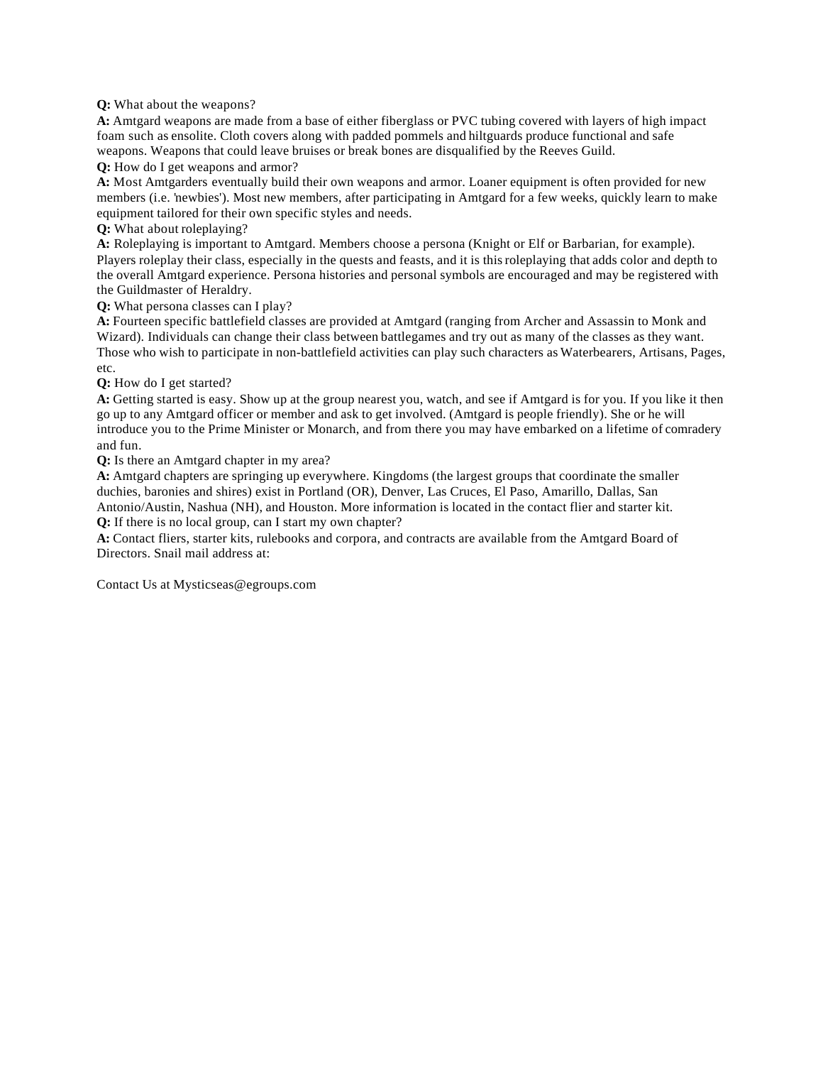**Q:** What about the weapons?
**A:** Amtgard weapons are made from a base of either fiberglass or PVC tubing covered with layers of high impact foam such as ensolite. Cloth covers along with padded pommels and hiltguards produce functional and safe weapons. Weapons that could leave bruises or break bones are disqualified by the Reeves Guild.

**Q:** How do I get weapons and armor?
**A:** Most Amtgarders eventually build their own weapons and armor. Loaner equipment is often provided for new members (i.e. 'newbies'). Most new members, after participating in Amtgard for a few weeks, quickly learn to make equipment tailored for their own specific styles and needs.

**Q:** What about roleplaying?
**A:** Roleplaying is important to Amtgard. Members choose a persona (Knight or Elf or Barbarian, for example). Players roleplay their class, especially in the quests and feasts, and it is this roleplaying that adds color and depth to the overall Amtgard experience. Persona histories and personal symbols are encouraged and may be registered with the Guildmaster of Heraldry.

**Q:** What persona classes can I play?
**A:** Fourteen specific battlefield classes are provided at Amtgard (ranging from Archer and Assassin to Monk and Wizard). Individuals can change their class between battlegames and try out as many of the classes as they want. Those who wish to participate in non-battlefield activities can play such characters as Waterbearers, Artisans, Pages, etc.

**Q:** How do I get started?
**A:** Getting started is easy. Show up at the group nearest you, watch, and see if Amtgard is for you. If you like it then go up to any Amtgard officer or member and ask to get involved. (Amtgard is people friendly). She or he will introduce you to the Prime Minister or Monarch, and from there you may have embarked on a lifetime of comradery and fun.

**Q:** Is there an Amtgard chapter in my area?
**A:** Amtgard chapters are springing up everywhere. Kingdoms (the largest groups that coordinate the smaller duchies, baronies and shires) exist in Portland (OR), Denver, Las Cruces, El Paso, Amarillo, Dallas, San Antonio/Austin, Nashua (NH), and Houston. More information is located in the contact flier and starter kit.

**Q:** If there is no local group, can I start my own chapter?
**A:** Contact fliers, starter kits, rulebooks and corpora, and contracts are available from the Amtgard Board of Directors. Snail mail address at:

Contact Us at Mysticseas@egroups.com